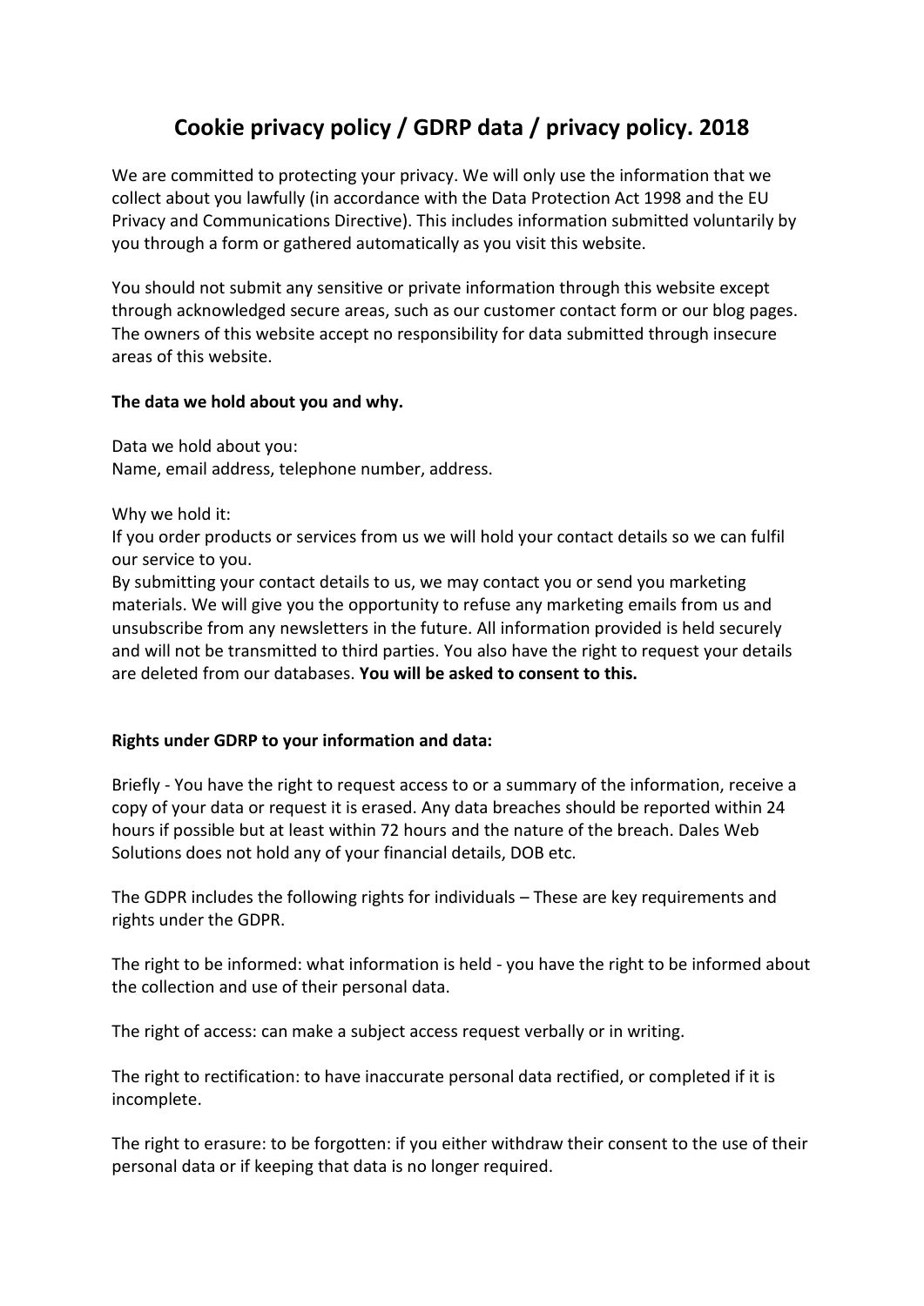# Cookie privacy policy / GDRP data / privacy policy. 2018

We are committed to protecting your privacy. We will only use the information that we collect about you lawfully (in accordance with the Data Protection Act 1998 and the EU Privacy and Communications Directive). This includes information submitted voluntarily by you through a form or gathered automatically as you visit this website.

You should not submit any sensitive or private information through this website except through acknowledged secure areas, such as our customer contact form or our blog pages. The owners of this website accept no responsibility for data submitted through insecure areas of this website.

**The data we hold about you and why.**

Data we hold about you:
Name, email address, telephone number, address.

Why we hold it:
If you order products or services from us we will hold your contact details so we can fulfil our service to you.
By submitting your contact details to us, we may contact you or send you marketing materials. We will give you the opportunity to refuse any marketing emails from us and unsubscribe from any newsletters in the future. All information provided is held securely and will not be transmitted to third parties. You also have the right to request your details are deleted from our databases. **You will be asked to consent to this.**

**Rights under GDRP to your information and data:**

Briefly - You have the right to request access to or a summary of the information, receive a copy of your data or request it is erased. Any data breaches should be reported within 24 hours if possible but at least within 72 hours and the nature of the breach. Dales Web Solutions does not hold any of your financial details, DOB etc.

The GDPR includes the following rights for individuals – These are key requirements and rights under the GDPR.

The right to be informed: what information is held - you have the right to be informed about the collection and use of their personal data.

The right of access: can make a subject access request verbally or in writing.

The right to rectification: to have inaccurate personal data rectified, or completed if it is incomplete.

The right to erasure: to be forgotten: if you either withdraw their consent to the use of their personal data or if keeping that data is no longer required.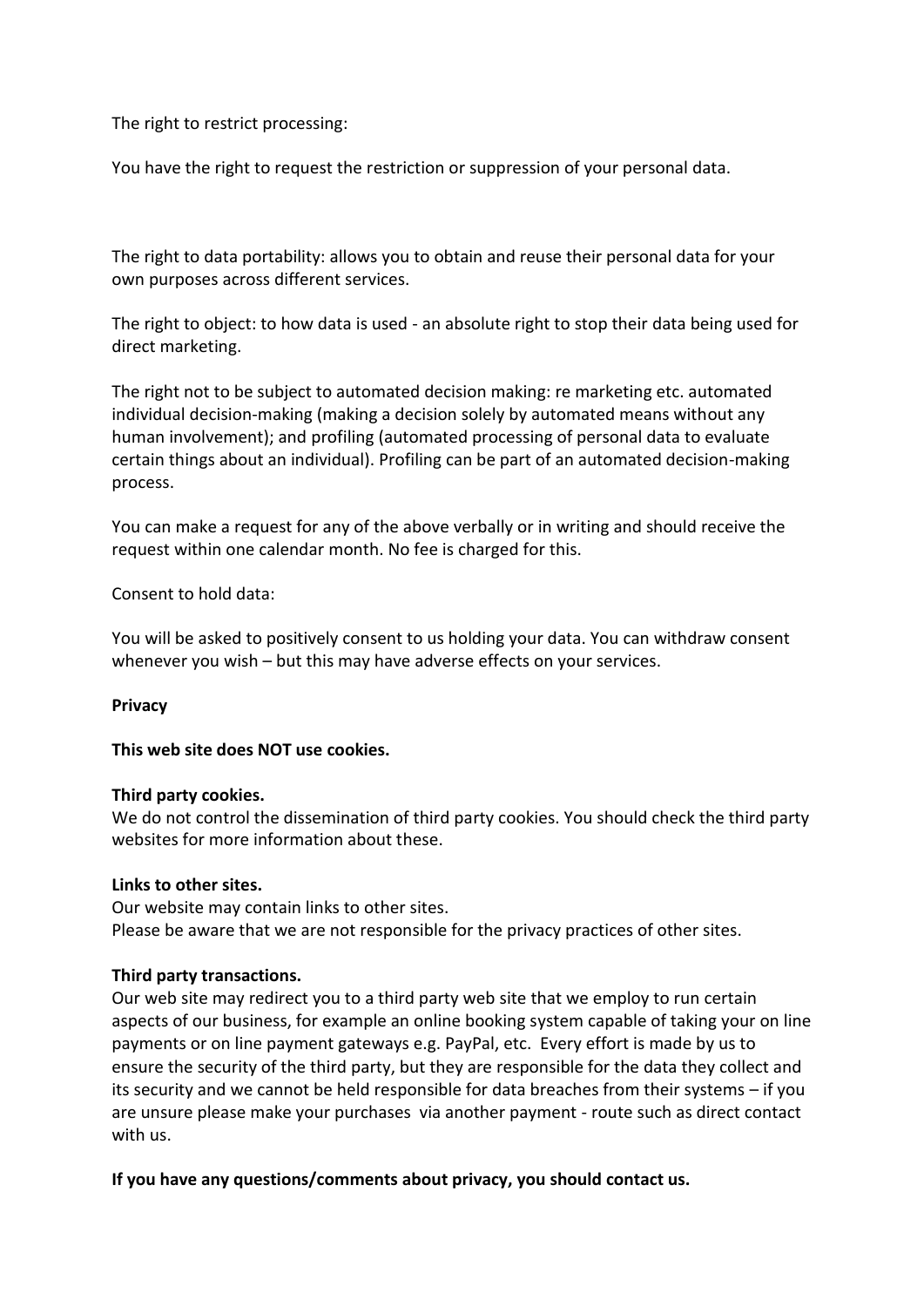The right to restrict processing:

You have the right to request the restriction or suppression of your personal data.

The right to data portability: allows you to obtain and reuse their personal data for your own purposes across different services.

The right to object: to how data is used - an absolute right to stop their data being used for direct marketing.

The right not to be subject to automated decision making: re marketing etc. automated individual decision-making (making a decision solely by automated means without any human involvement); and profiling (automated processing of personal data to evaluate certain things about an individual). Profiling can be part of an automated decision-making process.

You can make a request for any of the above verbally or in writing and should receive the request within one calendar month. No fee is charged for this.

Consent to hold data:

You will be asked to positively consent to us holding your data. You can withdraw consent whenever you wish – but this may have adverse effects on your services.

**Privacy**

**This web site does NOT use cookies.**

**Third party cookies.**
We do not control the dissemination of third party cookies. You should check the third party websites for more information about these.

**Links to other sites.**
Our website may contain links to other sites.
Please be aware that we are not responsible for the privacy practices of other sites.

**Third party transactions.**
Our web site may redirect you to a third party web site that we employ to run certain aspects of our business, for example an online booking system capable of taking your on line payments or on line payment gateways e.g. PayPal, etc. Every effort is made by us to ensure the security of the third party, but they are responsible for the data they collect and its security and we cannot be held responsible for data breaches from their systems – if you are unsure please make your purchases via another payment - route such as direct contact with us.

**If you have any questions/comments about privacy, you should contact us.**